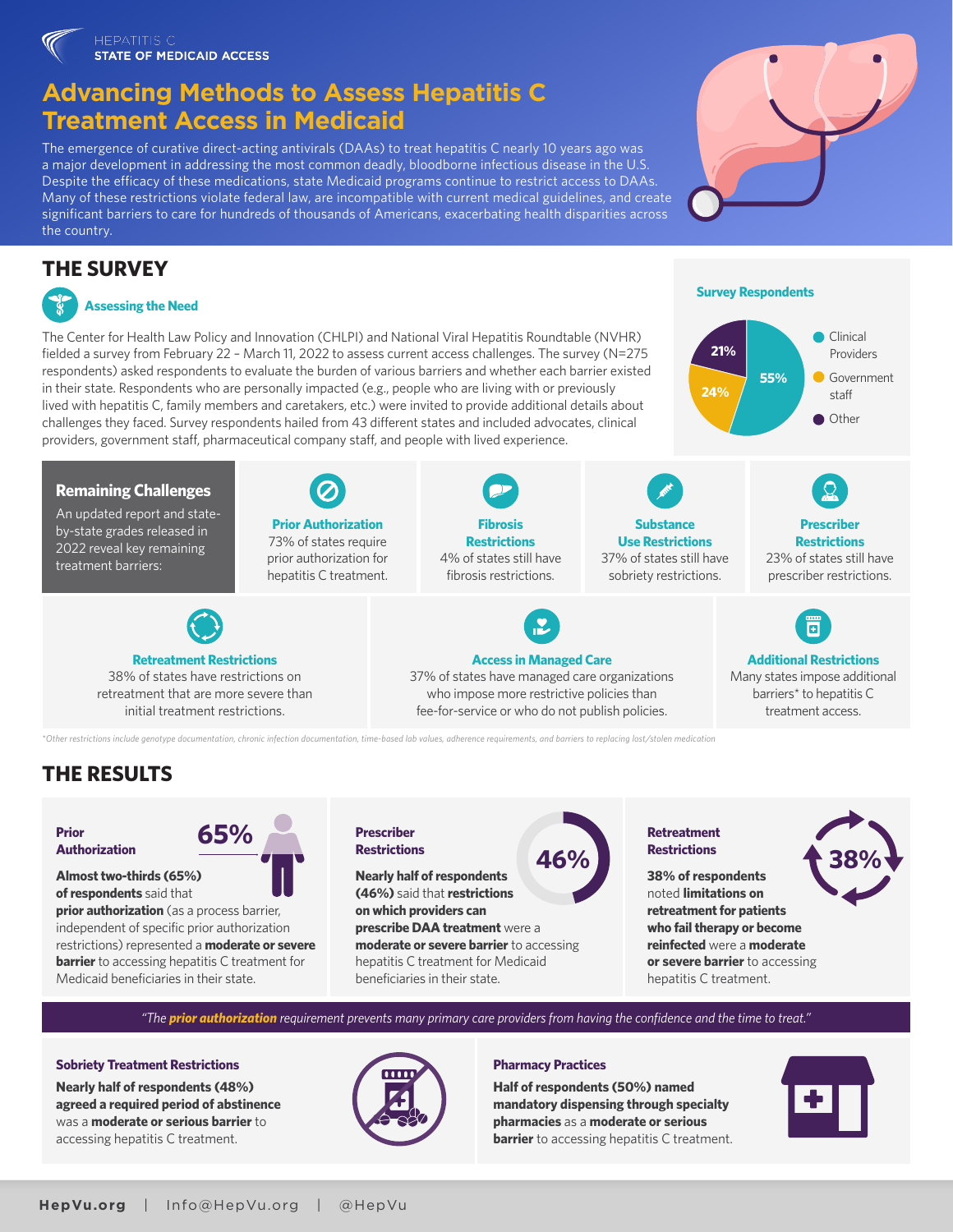HEPATITIS C
**STATE OF MEDICAID ACCESS**

# Advancing Methods to Assess Hepatitis C Treatment Access in Medicaid

The emergence of curative direct-acting antivirals (DAAs) to treat hepatitis C nearly 10 years ago was a major development in addressing the most common deadly, bloodborne infectious disease in the U.S. Despite the efficacy of these medications, state Medicaid programs continue to restrict access to DAAs. Many of these restrictions violate federal law, are incompatible with current medical guidelines, and create significant barriers to care for hundreds of thousands of Americans, exacerbating health disparities across the country.

## THE SURVEY

### Assessing the Need

The Center for Health Law Policy and Innovation (CHLPI) and National Viral Hepatitis Roundtable (NVHR) fielded a survey from February 22 – March 11, 2022 to assess current access challenges. The survey (N=275 respondents) asked respondents to evaluate the burden of various barriers and whether each barrier existed in their state. Respondents who are personally impacted (e.g., people who are living with or previously lived with hepatitis C, family members and caretakers, etc.) were invited to provide additional details about challenges they faced. Survey respondents hailed from 43 different states and included advocates, clinical providers, government staff, pharmaceutical company staff, and people with lived experience.

**Survey Respondents**

- Clinical Providers: 55%
- Government staff: 24%
- Other: 21%

### Remaining Challenges

An updated report and state-by-state grades released in 2022 reveal key remaining treatment barriers:

- **Prior Authorization:** 73% of states require prior authorization for hepatitis C treatment.
- **Fibrosis Restrictions:** 4% of states still have fibrosis restrictions.
- **Substance Use Restrictions:** 37% of states still have sobriety restrictions.
- **Prescriber Restrictions:** 23% of states still have prescriber restrictions.
- **Retreatment Restrictions:** 38% of states have restrictions on retreatment that are more severe than initial treatment restrictions.
- **Access in Managed Care:** 37% of states have managed care organizations who impose more restrictive policies than fee-for-service or who do not publish policies.
- **Additional Restrictions:** Many states impose additional barriers* to hepatitis C treatment access.

*Other restrictions include genotype documentation, chronic infection documentation, time-based lab values, adherence requirements, and barriers to replacing lost/stolen medication

## THE RESULTS

### Prior Authorization — 65%

**Almost two-thirds (65%) of respondents** said that **prior authorization** (as a process barrier, independent of specific prior authorization restrictions) represented a **moderate or severe barrier** to accessing hepatitis C treatment for Medicaid beneficiaries in their state.

### Prescriber Restrictions — 46%

**Nearly half of respondents (46%)** said that **restrictions on which providers can prescribe DAA treatment** were a **moderate or severe barrier** to accessing hepatitis C treatment for Medicaid beneficiaries in their state.

### Retreatment Restrictions — 38%

**38% of respondents** noted **limitations on retreatment for patients who fail therapy or become reinfected** were a **moderate or severe barrier** to accessing hepatitis C treatment.

*"The **prior authorization** requirement prevents many primary care providers from having the confidence and the time to treat."*

### Sobriety Treatment Restrictions

**Nearly half of respondents (48%) agreed a required period of abstinence** was a **moderate or serious barrier** to accessing hepatitis C treatment.

### Pharmacy Practices

**Half of respondents (50%) named mandatory dispensing through specialty pharmacies** as a **moderate or serious barrier** to accessing hepatitis C treatment.

**HepVu.org** | Info@HepVu.org | @HepVu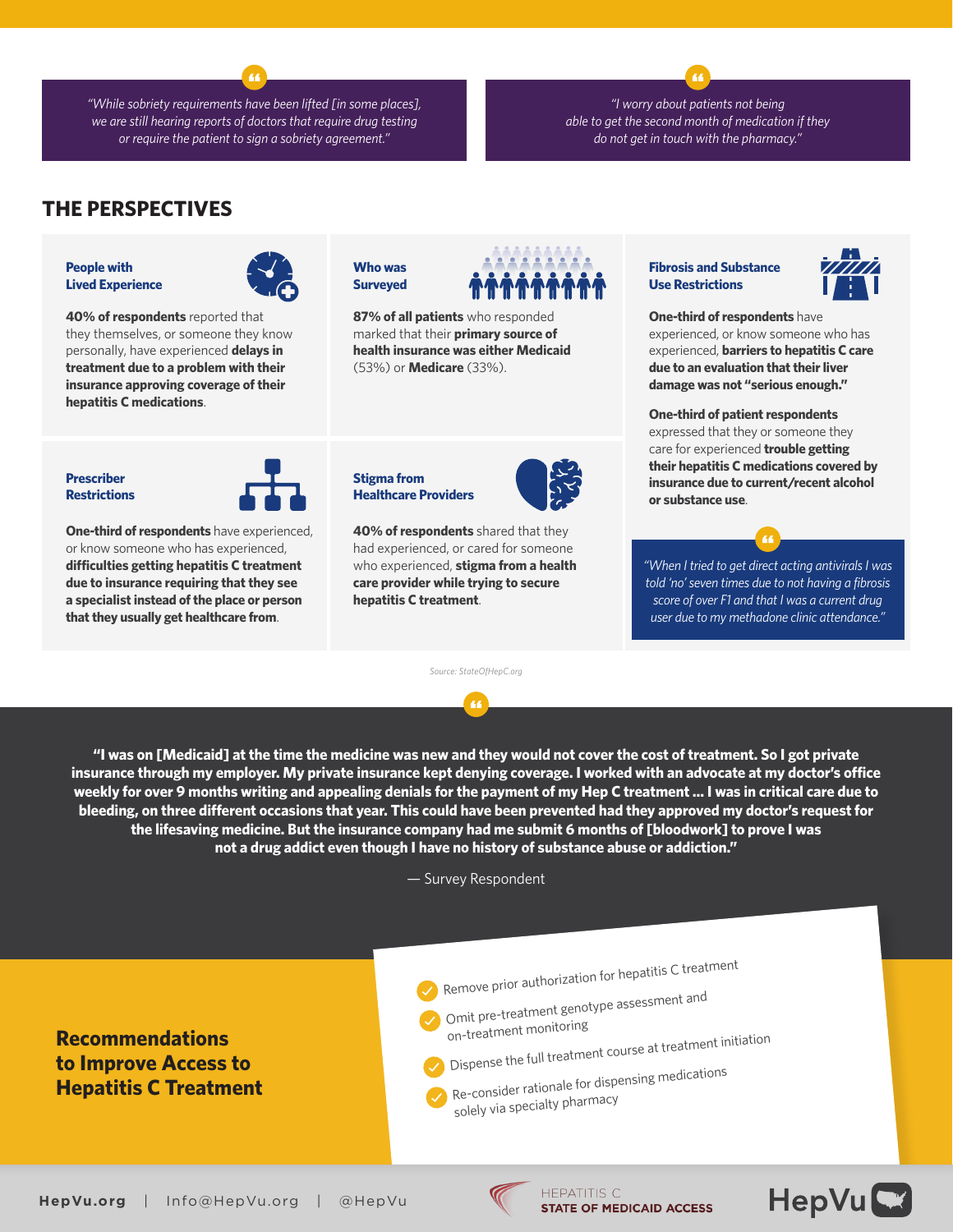*"While sobriety requirements have been lifted [in some places], we are still hearing reports of doctors that require drug testing or require the patient to sign a sobriety agreement."*

*"I worry about patients not being able to get the second month of medication if they do not get in touch with the pharmacy."*

## THE PERSPECTIVES

### People with Lived Experience

**40% of respondents** reported that they themselves, or someone they know personally, have experienced **delays in treatment due to a problem with their insurance approving coverage of their hepatitis C medications**.

### Who was Surveyed

**87% of all patients** who responded marked that their **primary source of health insurance was either Medicaid** (53%) or **Medicare** (33%).

### Fibrosis and Substance Use Restrictions

**One-third of respondents** have experienced, or know someone who has experienced, **barriers to hepatitis C care due to an evaluation that their liver damage was not "serious enough."**

**One-third of patient respondents** expressed that they or someone they care for experienced **trouble getting their hepatitis C medications covered by insurance due to current/recent alcohol or substance use**.

*"When I tried to get direct acting antivirals I was told 'no' seven times due to not having a fibrosis score of over F1 and that I was a current drug user due to my methadone clinic attendance."*

### Prescriber Restrictions

**One-third of respondents** have experienced, or know someone who has experienced, **difficulties getting hepatitis C treatment due to insurance requiring that they see a specialist instead of the place or person that they usually get healthcare from**.

### Stigma from Healthcare Providers

**40% of respondents** shared that they had experienced, or cared for someone who experienced, **stigma from a health care provider while trying to secure hepatitis C treatment**.

*Source: StateOfHepC.org*

**"I was on [Medicaid] at the time the medicine was new and they would not cover the cost of treatment. So I got private insurance through my employer. My private insurance kept denying coverage. I worked with an advocate at my doctor's office weekly for over 9 months writing and appealing denials for the payment of my Hep C treatment ... I was in critical care due to bleeding, on three different occasions that year. This could have been prevented had they approved my doctor's request for the lifesaving medicine. But the insurance company had me submit 6 months of [bloodwork] to prove I was not a drug addict even though I have no history of substance abuse or addiction."**

— Survey Respondent

## Recommendations to Improve Access to Hepatitis C Treatment

- Remove prior authorization for hepatitis C treatment
- Omit pre-treatment genotype assessment and on-treatment monitoring
- Dispense the full treatment course at treatment initiation
- Re-consider rationale for dispensing medications solely via specialty pharmacy

HepVu.org | Info@HepVu.org | @HepVu

HEPATITIS C STATE OF MEDICAID ACCESS

HepVu